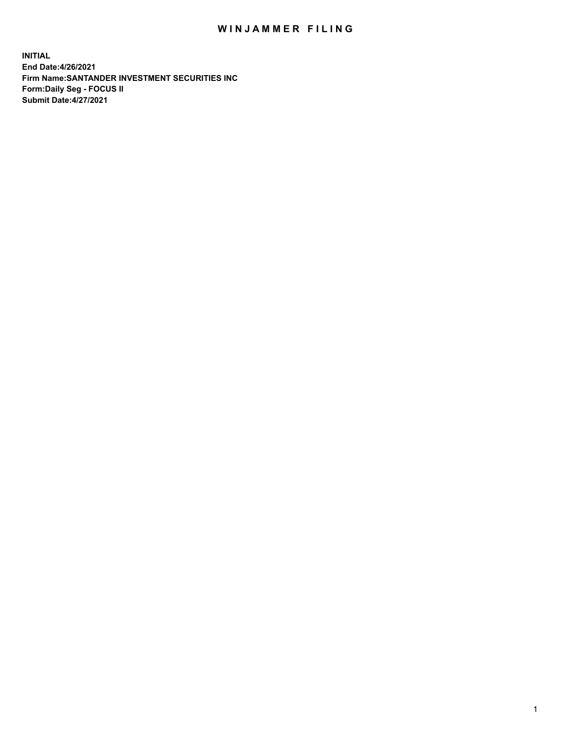# WINJAMMER FILING

**INITIAL**
**End Date:4/26/2021**
**Firm Name:SANTANDER INVESTMENT SECURITIES INC**
**Form:Daily Seg - FOCUS II**
**Submit Date:4/27/2021**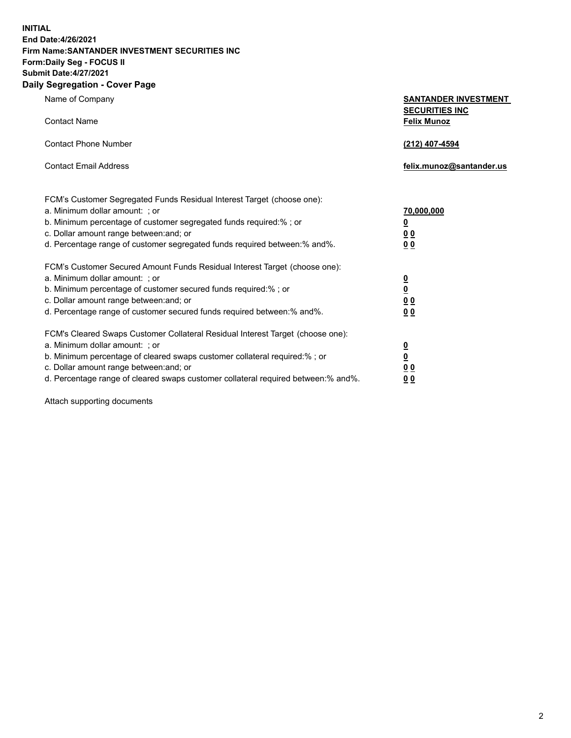**INITIAL**
**End Date:4/26/2021**
**Firm Name:SANTANDER INVESTMENT SECURITIES INC**
**Form:Daily Seg - FOCUS II**
**Submit Date:4/27/2021**

## Daily Segregation - Cover Page

| | |
|---|---|
| Name of Company | **SANTANDER INVESTMENT SECURITIES INC** |
| Contact Name | **Felix Munoz** |
| Contact Phone Number | **(212) 407-4594** |
| Contact Email Address | **felix.munoz@santander.us** |

| | |
|---|---|
| FCM's Customer Segregated Funds Residual Interest Target (choose one): | |
| a. Minimum dollar amount: ; or | **70,000,000** |
| b. Minimum percentage of customer segregated funds required:% ; or | **0** |
| c. Dollar amount range between:and; or | **0 0** |
| d. Percentage range of customer segregated funds required between:% and%. | **0 0** |
| FCM's Customer Secured Amount Funds Residual Interest Target (choose one): | |
| a. Minimum dollar amount: ; or | **0** |
| b. Minimum percentage of customer secured funds required:% ; or | **0** |
| c. Dollar amount range between:and; or | **0 0** |
| d. Percentage range of customer secured funds required between:% and%. | **0 0** |
| FCM's Cleared Swaps Customer Collateral Residual Interest Target (choose one): | |
| a. Minimum dollar amount: ; or | **0** |
| b. Minimum percentage of cleared swaps customer collateral required:% ; or | **0** |
| c. Dollar amount range between:and; or | **0 0** |
| d. Percentage range of cleared swaps customer collateral required between:% and%. | **0 0** |

Attach supporting documents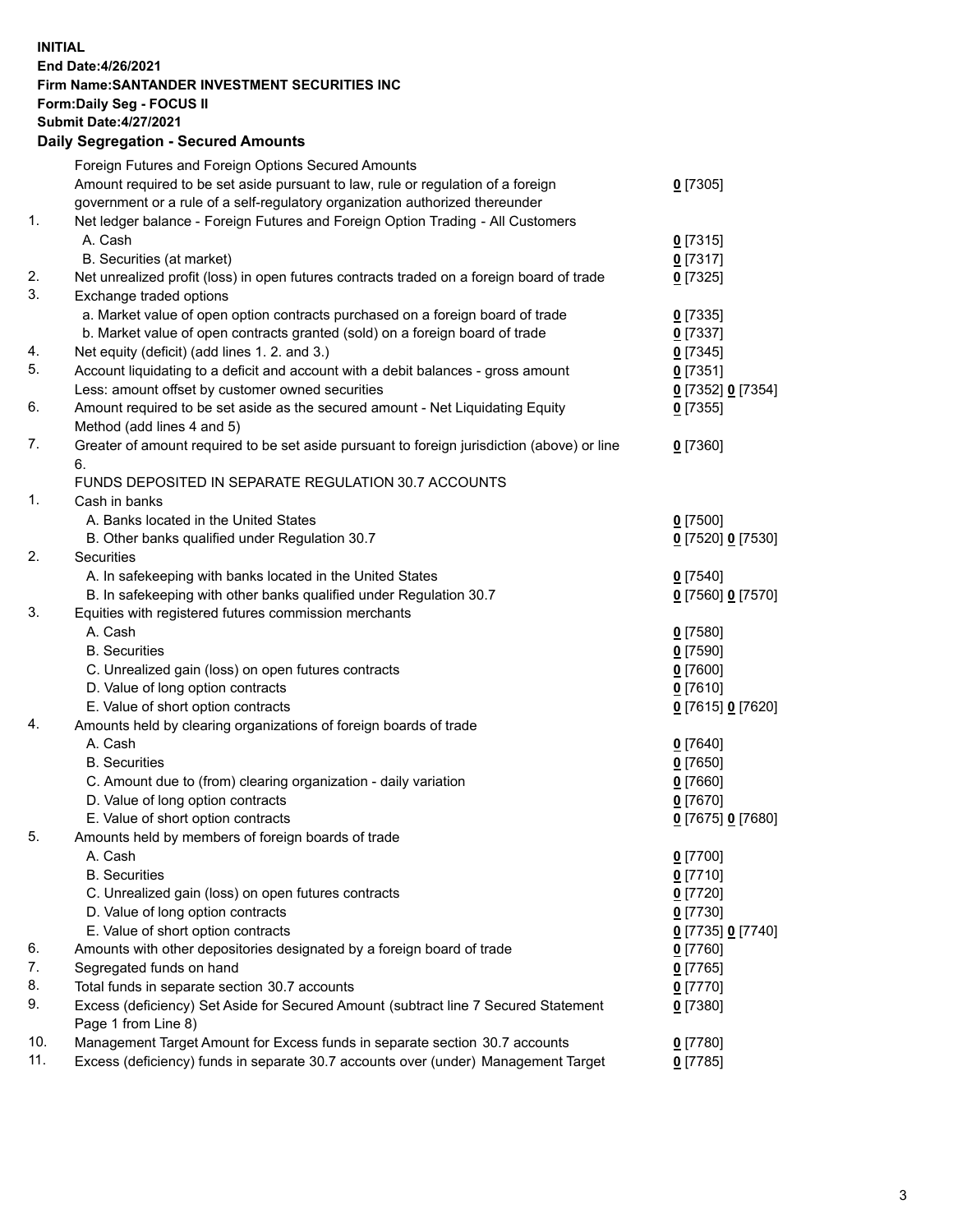**INITIAL**
**End Date:4/26/2021**
**Firm Name:SANTANDER INVESTMENT SECURITIES INC**
**Form:Daily Seg - FOCUS II**
**Submit Date:4/27/2021**

## Daily Segregation - Secured Amounts

| | | |
|---|---|---|
| | Foreign Futures and Foreign Options Secured Amounts | |
| | Amount required to be set aside pursuant to law, rule or regulation of a foreign government or a rule of a self-regulatory organization authorized thereunder | 0 [7305] |
| 1. | Net ledger balance - Foreign Futures and Foreign Option Trading - All Customers | |
| | A. Cash | 0 [7315] |
| | B. Securities (at market) | 0 [7317] |
| 2. | Net unrealized profit (loss) in open futures contracts traded on a foreign board of trade | 0 [7325] |
| 3. | Exchange traded options | |
| | a. Market value of open option contracts purchased on a foreign board of trade | 0 [7335] |
| | b. Market value of open contracts granted (sold) on a foreign board of trade | 0 [7337] |
| 4. | Net equity (deficit) (add lines 1. 2. and 3.) | 0 [7345] |
| 5. | Account liquidating to a deficit and account with a debit balances - gross amount | 0 [7351] |
| | Less: amount offset by customer owned securities | 0 [7352] 0 [7354] |
| 6. | Amount required to be set aside as the secured amount - Net Liquidating Equity Method (add lines 4 and 5) | 0 [7355] |
| 7. | Greater of amount required to be set aside pursuant to foreign jurisdiction (above) or line 6. | 0 [7360] |
| | FUNDS DEPOSITED IN SEPARATE REGULATION 30.7 ACCOUNTS | |
| 1. | Cash in banks | |
| | A. Banks located in the United States | 0 [7500] |
| | B. Other banks qualified under Regulation 30.7 | 0 [7520] 0 [7530] |
| 2. | Securities | |
| | A. In safekeeping with banks located in the United States | 0 [7540] |
| | B. In safekeeping with other banks qualified under Regulation 30.7 | 0 [7560] 0 [7570] |
| 3. | Equities with registered futures commission merchants | |
| | A. Cash | 0 [7580] |
| | B. Securities | 0 [7590] |
| | C. Unrealized gain (loss) on open futures contracts | 0 [7600] |
| | D. Value of long option contracts | 0 [7610] |
| | E. Value of short option contracts | 0 [7615] 0 [7620] |
| 4. | Amounts held by clearing organizations of foreign boards of trade | |
| | A. Cash | 0 [7640] |
| | B. Securities | 0 [7650] |
| | C. Amount due to (from) clearing organization - daily variation | 0 [7660] |
| | D. Value of long option contracts | 0 [7670] |
| | E. Value of short option contracts | 0 [7675] 0 [7680] |
| 5. | Amounts held by members of foreign boards of trade | |
| | A. Cash | 0 [7700] |
| | B. Securities | 0 [7710] |
| | C. Unrealized gain (loss) on open futures contracts | 0 [7720] |
| | D. Value of long option contracts | 0 [7730] |
| | E. Value of short option contracts | 0 [7735] 0 [7740] |
| 6. | Amounts with other depositories designated by a foreign board of trade | 0 [7760] |
| 7. | Segregated funds on hand | 0 [7765] |
| 8. | Total funds in separate section 30.7 accounts | 0 [7770] |
| 9. | Excess (deficiency) Set Aside for Secured Amount (subtract line 7 Secured Statement Page 1 from Line 8) | 0 [7380] |
| 10. | Management Target Amount for Excess funds in separate section 30.7 accounts | 0 [7780] |
| 11. | Excess (deficiency) funds in separate 30.7 accounts over (under) Management Target | 0 [7785] |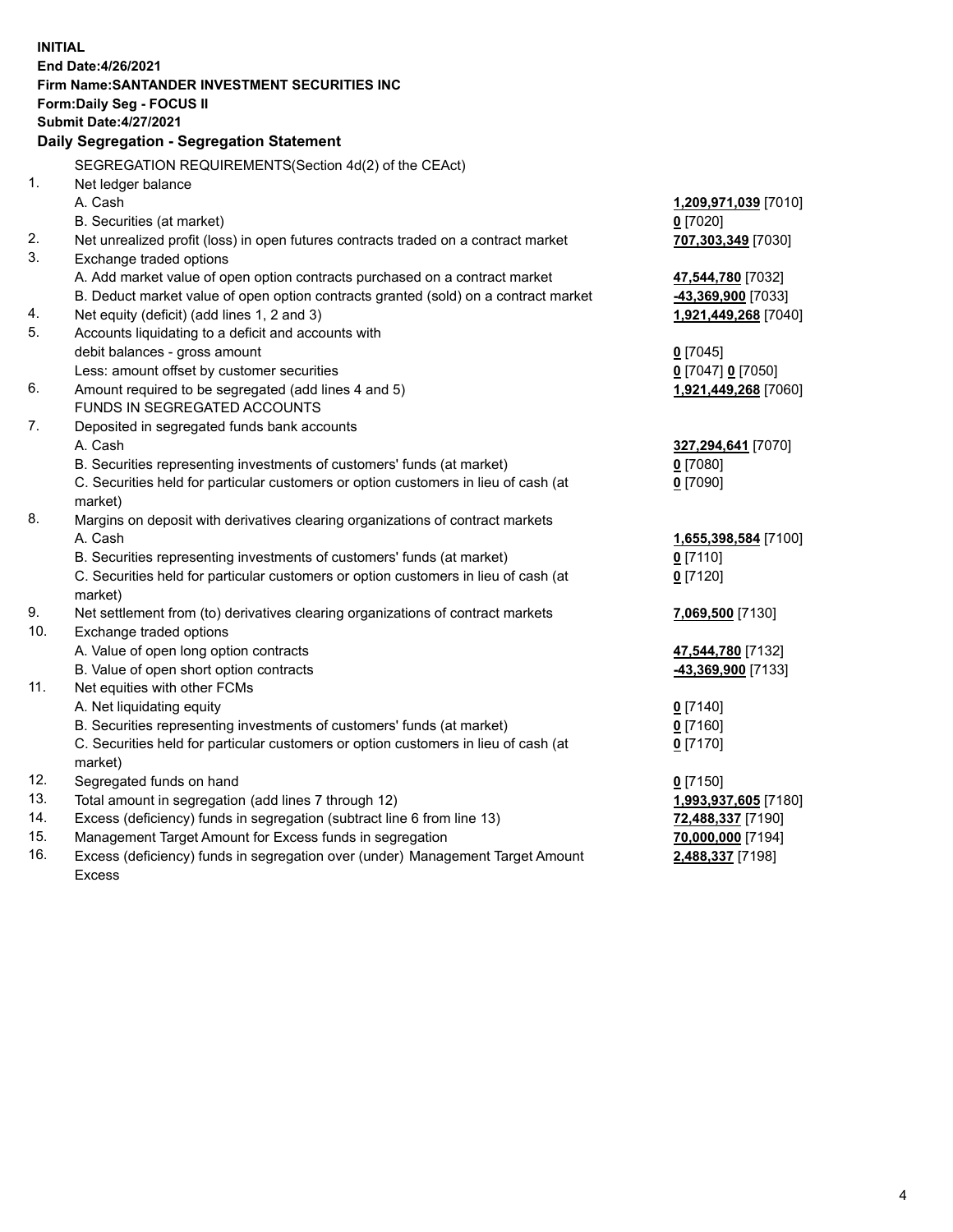**INITIAL**
**End Date:4/26/2021**
**Firm Name:SANTANDER INVESTMENT SECURITIES INC**
**Form:Daily Seg - FOCUS II**
**Submit Date:4/27/2021**

## Daily Segregation - Segregation Statement

| | | |
|---|---|---|
| | SEGREGATION REQUIREMENTS(Section 4d(2) of the CEAct) | |
| 1. | Net ledger balance | |
| | A. Cash | **1,209,971,039** [7010] |
| | B. Securities (at market) | **0** [7020] |
| 2. | Net unrealized profit (loss) in open futures contracts traded on a contract market | **707,303,349** [7030] |
| 3. | Exchange traded options | |
| | A. Add market value of open option contracts purchased on a contract market | **47,544,780** [7032] |
| | B. Deduct market value of open option contracts granted (sold) on a contract market | **-43,369,900** [7033] |
| 4. | Net equity (deficit) (add lines 1, 2 and 3) | **1,921,449,268** [7040] |
| 5. | Accounts liquidating to a deficit and accounts with debit balances - gross amount | **0** [7045] |
| | Less: amount offset by customer securities | **0** [7047] **0** [7050] |
| 6. | Amount required to be segregated (add lines 4 and 5) | **1,921,449,268** [7060] |
| | FUNDS IN SEGREGATED ACCOUNTS | |
| 7. | Deposited in segregated funds bank accounts | |
| | A. Cash | **327,294,641** [7070] |
| | B. Securities representing investments of customers' funds (at market) | **0** [7080] |
| | C. Securities held for particular customers or option customers in lieu of cash (at market) | **0** [7090] |
| 8. | Margins on deposit with derivatives clearing organizations of contract markets | |
| | A. Cash | **1,655,398,584** [7100] |
| | B. Securities representing investments of customers' funds (at market) | **0** [7110] |
| | C. Securities held for particular customers or option customers in lieu of cash (at market) | **0** [7120] |
| 9. | Net settlement from (to) derivatives clearing organizations of contract markets | **7,069,500** [7130] |
| 10. | Exchange traded options | |
| | A. Value of open long option contracts | **47,544,780** [7132] |
| | B. Value of open short option contracts | **-43,369,900** [7133] |
| 11. | Net equities with other FCMs | |
| | A. Net liquidating equity | **0** [7140] |
| | B. Securities representing investments of customers' funds (at market) | **0** [7160] |
| | C. Securities held for particular customers or option customers in lieu of cash (at market) | **0** [7170] |
| 12. | Segregated funds on hand | **0** [7150] |
| 13. | Total amount in segregation (add lines 7 through 12) | **1,993,937,605** [7180] |
| 14. | Excess (deficiency) funds in segregation (subtract line 6 from line 13) | **72,488,337** [7190] |
| 15. | Management Target Amount for Excess funds in segregation | **70,000,000** [7194] |
| 16. | Excess (deficiency) funds in segregation over (under) Management Target Amount Excess | **2,488,337** [7198] |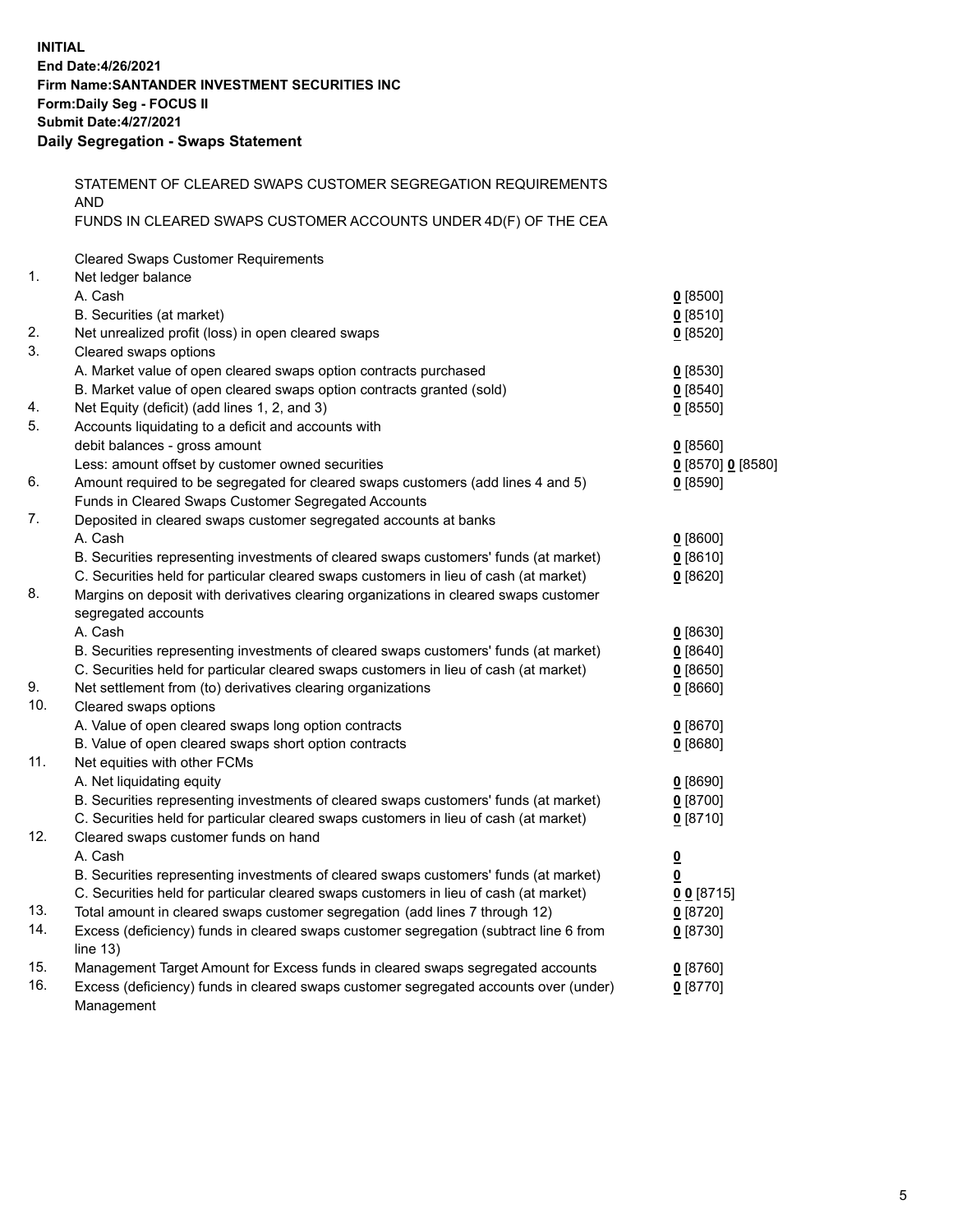**INITIAL**
**End Date:4/26/2021**
**Firm Name:SANTANDER INVESTMENT SECURITIES INC**
**Form:Daily Seg - FOCUS II**
**Submit Date:4/27/2021**
**Daily Segregation - Swaps Statement**

STATEMENT OF CLEARED SWAPS CUSTOMER SEGREGATION REQUIREMENTS AND FUNDS IN CLEARED SWAPS CUSTOMER ACCOUNTS UNDER 4D(F) OF THE CEA

| | | |
|---|---|---|
| | Cleared Swaps Customer Requirements | |
| 1. | Net ledger balance | |
| | A. Cash | 0 [8500] |
| | B. Securities (at market) | 0 [8510] |
| 2. | Net unrealized profit (loss) in open cleared swaps | 0 [8520] |
| 3. | Cleared swaps options | |
| | A. Market value of open cleared swaps option contracts purchased | 0 [8530] |
| | B. Market value of open cleared swaps option contracts granted (sold) | 0 [8540] |
| 4. | Net Equity (deficit) (add lines 1, 2, and 3) | 0 [8550] |
| 5. | Accounts liquidating to a deficit and accounts with debit balances - gross amount | 0 [8560] |
| | Less: amount offset by customer owned securities | 0 [8570] 0 [8580] |
| 6. | Amount required to be segregated for cleared swaps customers (add lines 4 and 5) | 0 [8590] |
| | Funds in Cleared Swaps Customer Segregated Accounts | |
| 7. | Deposited in cleared swaps customer segregated accounts at banks | |
| | A. Cash | 0 [8600] |
| | B. Securities representing investments of cleared swaps customers' funds (at market) | 0 [8610] |
| | C. Securities held for particular cleared swaps customers in lieu of cash (at market) | 0 [8620] |
| 8. | Margins on deposit with derivatives clearing organizations in cleared swaps customer segregated accounts | |
| | A. Cash | 0 [8630] |
| | B. Securities representing investments of cleared swaps customers' funds (at market) | 0 [8640] |
| | C. Securities held for particular cleared swaps customers in lieu of cash (at market) | 0 [8650] |
| 9. | Net settlement from (to) derivatives clearing organizations | 0 [8660] |
| 10. | Cleared swaps options | |
| | A. Value of open cleared swaps long option contracts | 0 [8670] |
| | B. Value of open cleared swaps short option contracts | 0 [8680] |
| 11. | Net equities with other FCMs | |
| | A. Net liquidating equity | 0 [8690] |
| | B. Securities representing investments of cleared swaps customers' funds (at market) | 0 [8700] |
| | C. Securities held for particular cleared swaps customers in lieu of cash (at market) | 0 [8710] |
| 12. | Cleared swaps customer funds on hand | |
| | A. Cash | 0 |
| | B. Securities representing investments of cleared swaps customers' funds (at market) | 0 |
| | C. Securities held for particular cleared swaps customers in lieu of cash (at market) | 0 0 [8715] |
| 13. | Total amount in cleared swaps customer segregation (add lines 7 through 12) | 0 [8720] |
| 14. | Excess (deficiency) funds in cleared swaps customer segregation (subtract line 6 from line 13) | 0 [8730] |
| 15. | Management Target Amount for Excess funds in cleared swaps segregated accounts | 0 [8760] |
| 16. | Excess (deficiency) funds in cleared swaps customer segregated accounts over (under) Management | 0 [8770] |